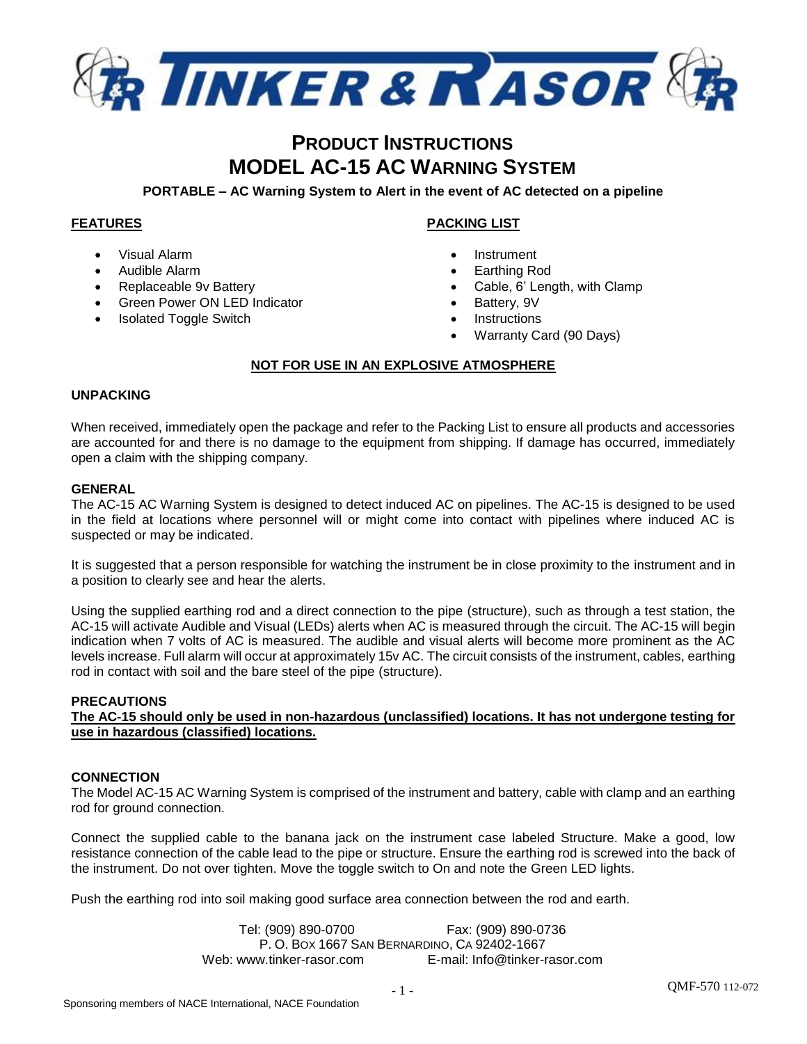# TINKER & RASOR

## PRODUCT INSTRUCTIONS
## MODEL AC-15 AC WARNING SYSTEM

**PORTABLE – AC Warning System to Alert in the event of AC detected on a pipeline**

**FEATURES**

- Visual Alarm
- Audible Alarm
- Replaceable 9v Battery
- Green Power ON LED Indicator
- Isolated Toggle Switch

**PACKING LIST**

- Instrument
- Earthing Rod
- Cable, 6' Length, with Clamp
- Battery, 9V
- Instructions
- Warranty Card (90 Days)

**NOT FOR USE IN AN EXPLOSIVE ATMOSPHERE**

### UNPACKING

When received, immediately open the package and refer to the Packing List to ensure all products and accessories are accounted for and there is no damage to the equipment from shipping. If damage has occurred, immediately open a claim with the shipping company.

### GENERAL

The AC-15 AC Warning System is designed to detect induced AC on pipelines. The AC-15 is designed to be used in the field at locations where personnel will or might come into contact with pipelines where induced AC is suspected or may be indicated.

It is suggested that a person responsible for watching the instrument be in close proximity to the instrument and in a position to clearly see and hear the alerts.

Using the supplied earthing rod and a direct connection to the pipe (structure), such as through a test station, the AC-15 will activate Audible and Visual (LEDs) alerts when AC is measured through the circuit. The AC-15 will begin indication when 7 volts of AC is measured. The audible and visual alerts will become more prominent as the AC levels increase. Full alarm will occur at approximately 15v AC. The circuit consists of the instrument, cables, earthing rod in contact with soil and the bare steel of the pipe (structure).

### PRECAUTIONS

**The AC-15 should only be used in non-hazardous (unclassified) locations. It has not undergone testing for use in hazardous (classified) locations.**

### CONNECTION

The Model AC-15 AC Warning System is comprised of the instrument and battery, cable with clamp and an earthing rod for ground connection.

Connect the supplied cable to the banana jack on the instrument case labeled Structure. Make a good, low resistance connection of the cable lead to the pipe or structure. Ensure the earthing rod is screwed into the back of the instrument. Do not over tighten. Move the toggle switch to On and note the Green LED lights.

Push the earthing rod into soil making good surface area connection between the rod and earth.

Tel: (909) 890-0700 Fax: (909) 890-0736
P. O. Box 1667 San Bernardino, CA 92402-1667
Web: www.tinker-rasor.com E-mail: Info@tinker-rasor.com

QMF-570 112-072

Sponsoring members of NACE International, NACE Foundation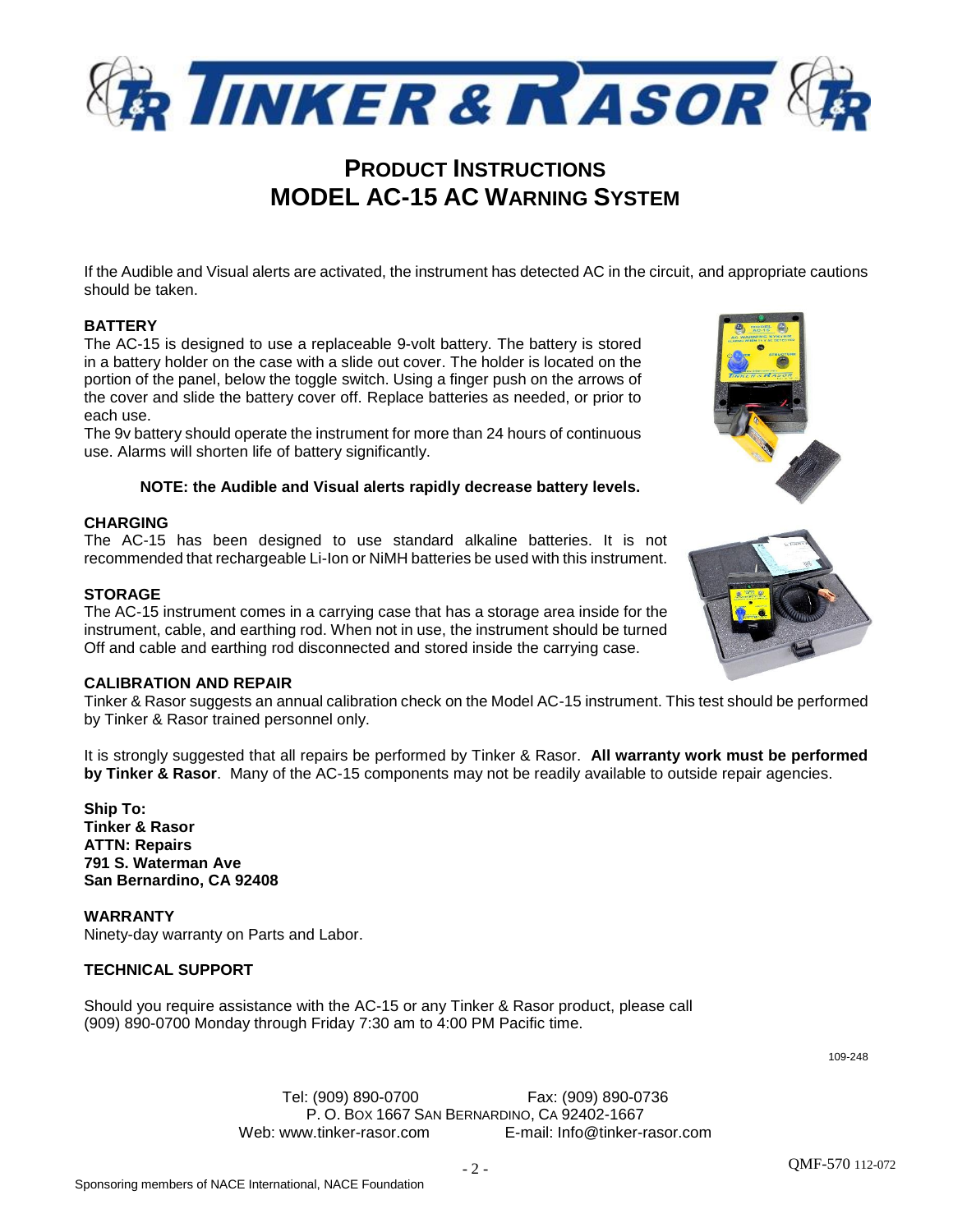# TINKER & RASOR

## PRODUCT INSTRUCTIONS
## MODEL AC-15 AC WARNING SYSTEM

If the Audible and Visual alerts are activated, the instrument has detected AC in the circuit, and appropriate cautions should be taken.

**BATTERY**

The AC-15 is designed to use a replaceable 9-volt battery. The battery is stored in a battery holder on the case with a slide out cover. The holder is located on the portion of the panel, below the toggle switch. Using a finger push on the arrows of the cover and slide the battery cover off. Replace batteries as needed, or prior to each use.

The 9v battery should operate the instrument for more than 24 hours of continuous use. Alarms will shorten life of battery significantly.

**NOTE: the Audible and Visual alerts rapidly decrease battery levels.**

**CHARGING**

The AC-15 has been designed to use standard alkaline batteries. It is not recommended that rechargeable Li-Ion or NiMH batteries be used with this instrument.

**STORAGE**

The AC-15 instrument comes in a carrying case that has a storage area inside for the instrument, cable, and earthing rod. When not in use, the instrument should be turned Off and cable and earthing rod disconnected and stored inside the carrying case.

**CALIBRATION AND REPAIR**

Tinker & Rasor suggests an annual calibration check on the Model AC-15 instrument. This test should be performed by Tinker & Rasor trained personnel only.

It is strongly suggested that all repairs be performed by Tinker & Rasor. **All warranty work must be performed by Tinker & Rasor**. Many of the AC-15 components may not be readily available to outside repair agencies.

**Ship To:**
**Tinker & Rasor**
**ATTN: Repairs**
**791 S. Waterman Ave**
**San Bernardino, CA 92408**

**WARRANTY**

Ninety-day warranty on Parts and Labor.

**TECHNICAL SUPPORT**

Should you require assistance with the AC-15 or any Tinker & Rasor product, please call (909) 890-0700 Monday through Friday 7:30 am to 4:00 PM Pacific time.

109-248

Tel: (909) 890-0700 Fax: (909) 890-0736
P. O. BOX 1667 SAN BERNARDINO, CA 92402-1667
Web: www.tinker-rasor.com E-mail: Info@tinker-rasor.com

QMF-570 112-072

Sponsoring members of NACE International, NACE Foundation